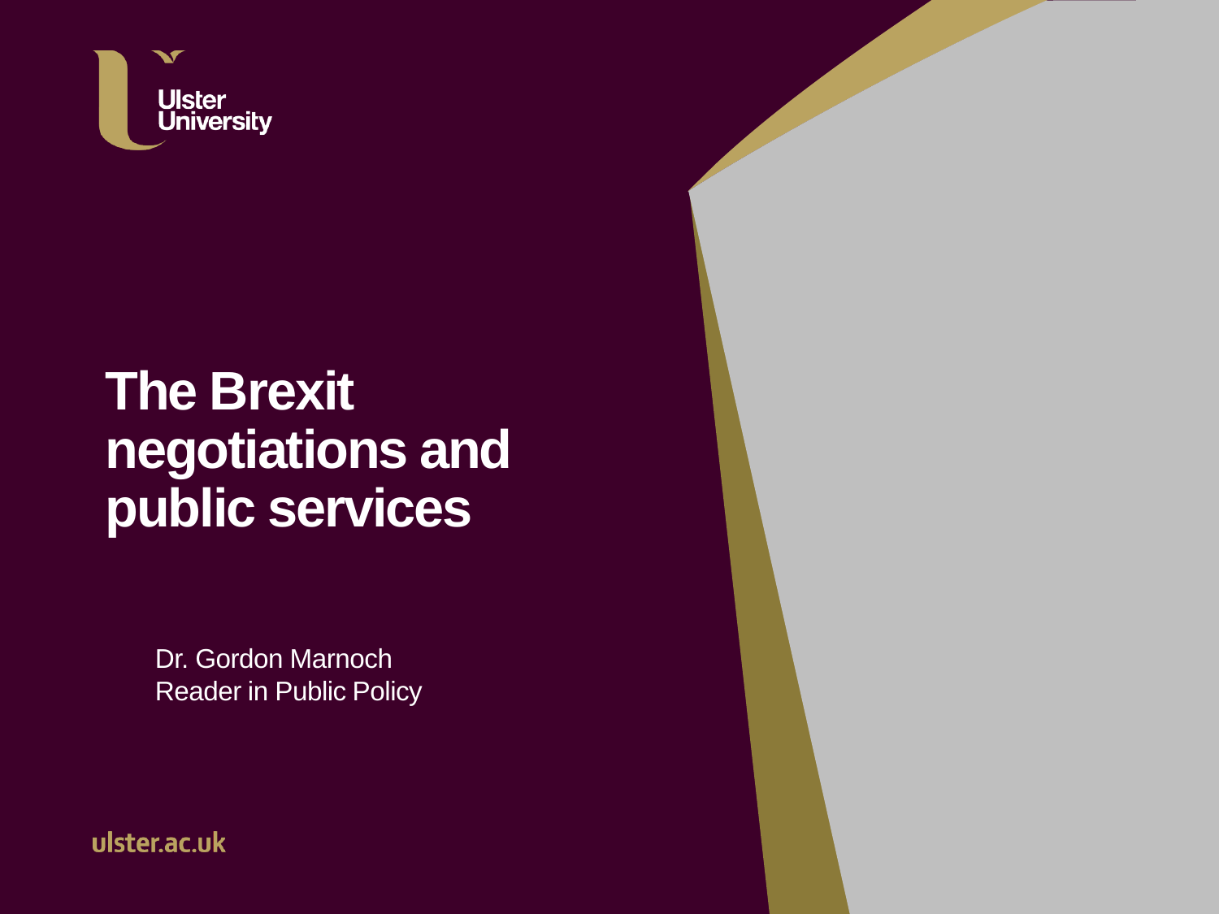Ulster University

# The Brexit negotiations and public services

Dr. Gordon Marnoch
Reader in Public Policy

ulster.ac.uk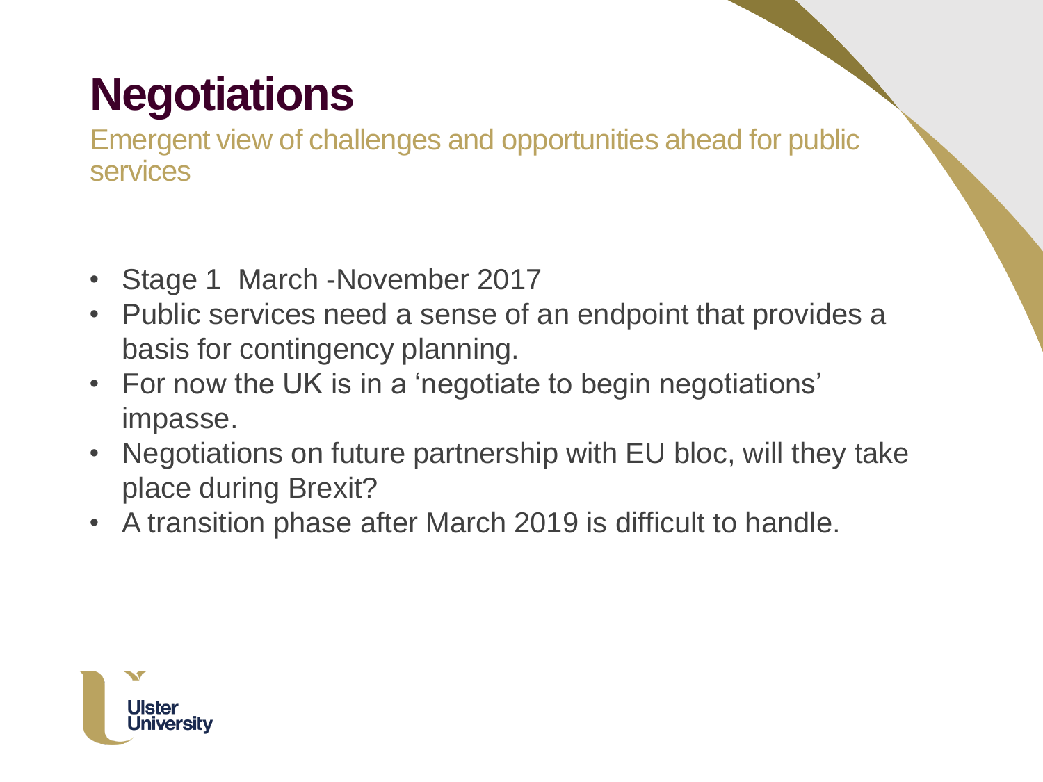# Negotiations

Emergent view of challenges and opportunities ahead for public services

- Stage 1 March -November 2017
- Public services need a sense of an endpoint that provides a basis for contingency planning.
- For now the UK is in a 'negotiate to begin negotiations' impasse.
- Negotiations on future partnership with EU bloc, will they take place during Brexit?
- A transition phase after March 2019 is difficult to handle.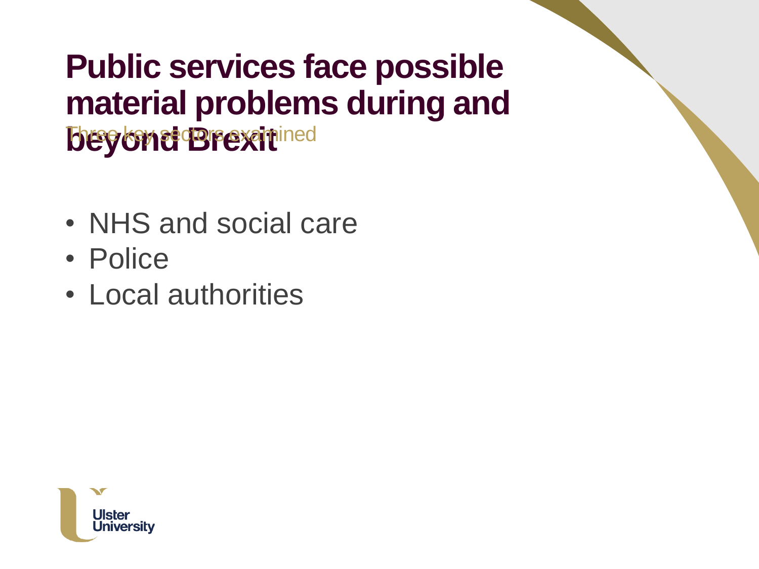# Public services face possible material problems during and beyond Brexit

Three key sectors examined

- NHS and social care
- Police
- Local authorities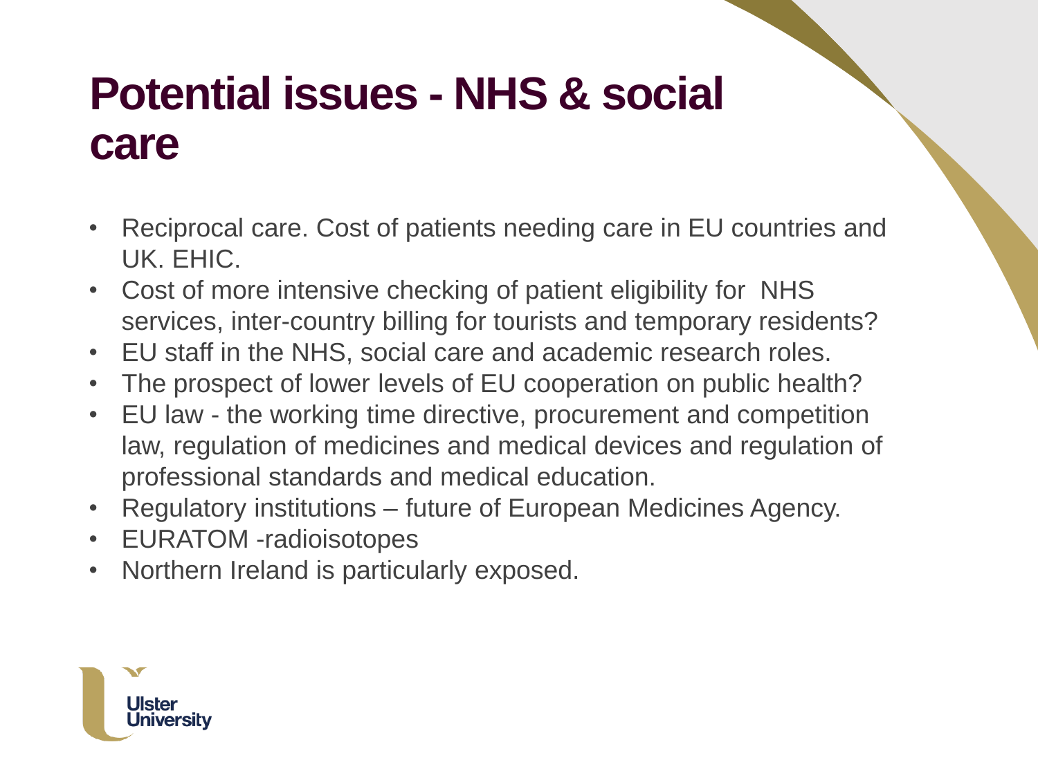# Potential issues - NHS & social care

- Reciprocal care. Cost of patients needing care in EU countries and UK. EHIC.
- Cost of more intensive checking of patient eligibility for NHS services, inter-country billing for tourists and temporary residents?
- EU staff in the NHS, social care and academic research roles.
- The prospect of lower levels of EU cooperation on public health?
- EU law - the working time directive, procurement and competition law, regulation of medicines and medical devices and regulation of professional standards and medical education.
- Regulatory institutions – future of European Medicines Agency.
- EURATOM -radioisotopes
- Northern Ireland is particularly exposed.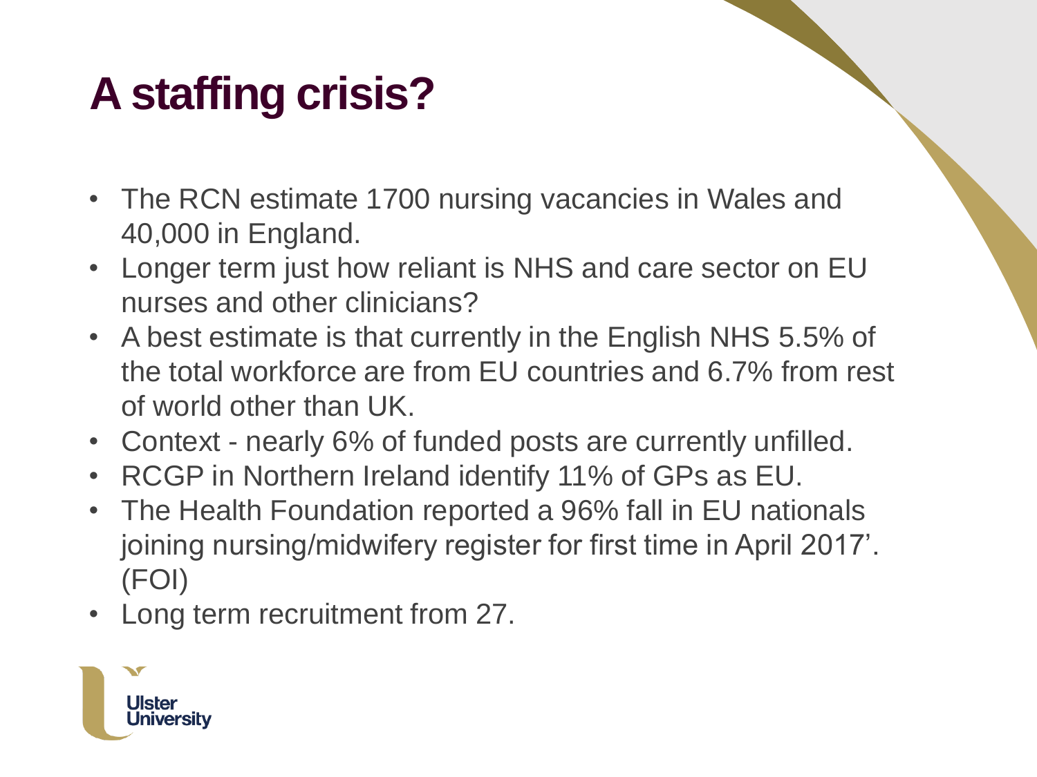# A staffing crisis?

- The RCN estimate 1700 nursing vacancies in Wales and 40,000 in England.
- Longer term just how reliant is NHS and care sector on EU nurses and other clinicians?
- A best estimate is that currently in the English NHS 5.5% of the total workforce are from EU countries and 6.7% from rest of world other than UK.
- Context - nearly 6% of funded posts are currently unfilled.
- RCGP in Northern Ireland identify 11% of GPs as EU.
- The Health Foundation reported a 96% fall in EU nationals joining nursing/midwifery register for first time in April 2017'. (FOI)
- Long term recruitment from 27.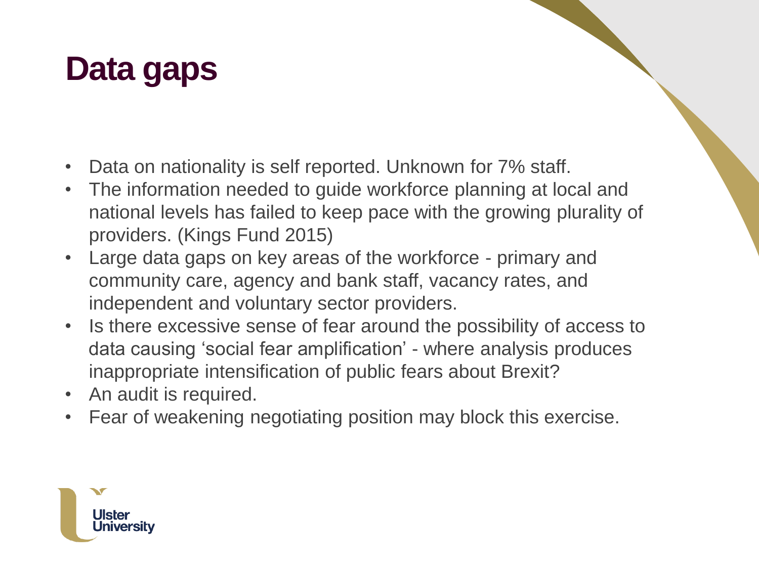# Data gaps

- Data on nationality is self reported. Unknown for 7% staff.
- The information needed to guide workforce planning at local and national levels has failed to keep pace with the growing plurality of providers. (Kings Fund 2015)
- Large data gaps on key areas of the workforce - primary and community care, agency and bank staff, vacancy rates, and independent and voluntary sector providers.
- Is there excessive sense of fear around the possibility of access to data causing 'social fear amplification' - where analysis produces inappropriate intensification of public fears about Brexit?
- An audit is required.
- Fear of weakening negotiating position may block this exercise.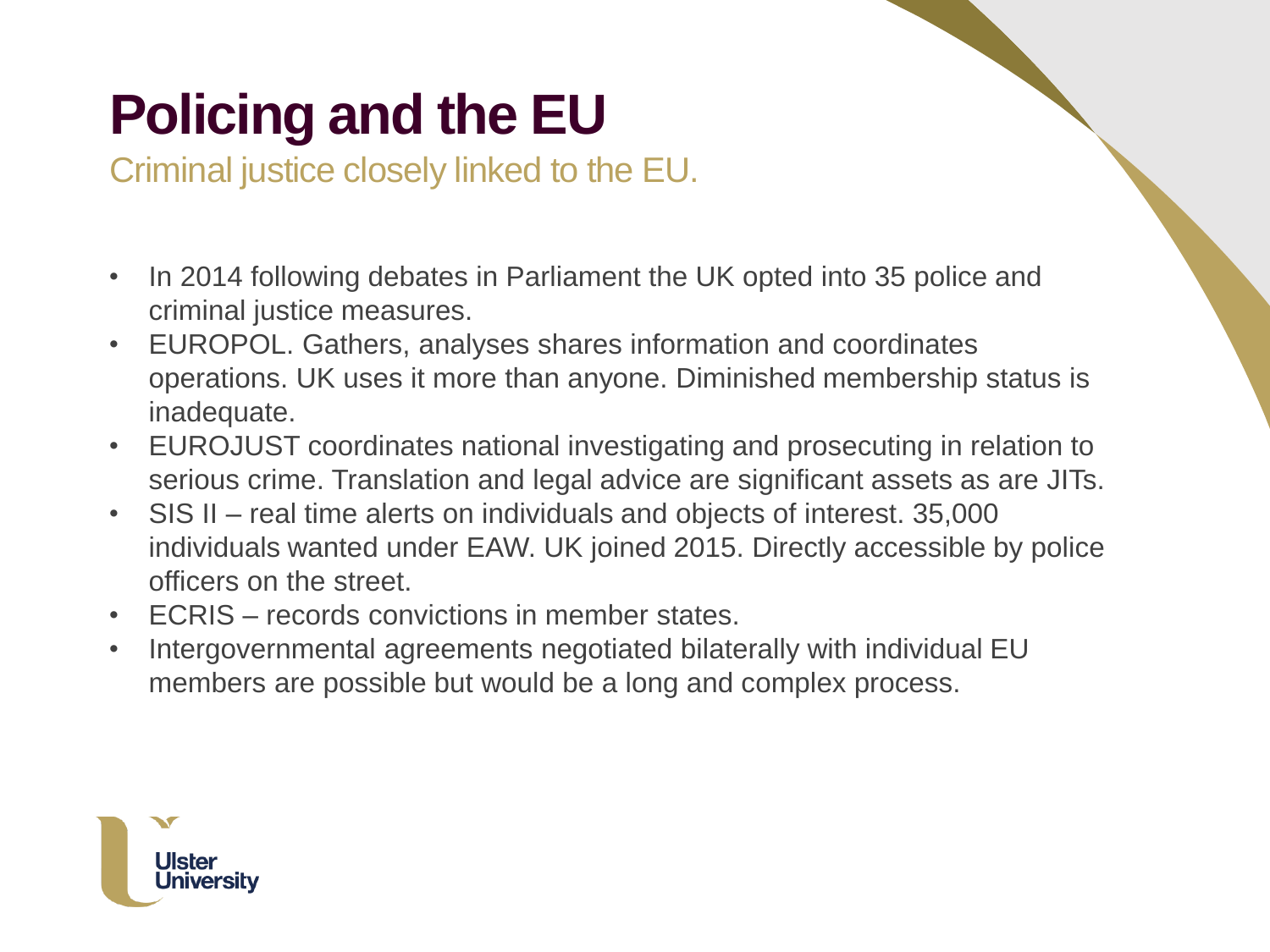# Policing and the EU

Criminal justice closely linked to the EU.

- In 2014 following debates in Parliament the UK opted into 35 police and criminal justice measures.
- EUROPOL. Gathers, analyses shares information and coordinates operations. UK uses it more than anyone. Diminished membership status is inadequate.
- EUROJUST coordinates national investigating and prosecuting in relation to serious crime. Translation and legal advice are significant assets as are JITs.
- SIS II – real time alerts on individuals and objects of interest. 35,000 individuals wanted under EAW. UK joined 2015. Directly accessible by police officers on the street.
- ECRIS – records convictions in member states.
- Intergovernmental agreements negotiated bilaterally with individual EU members are possible but would be a long and complex process.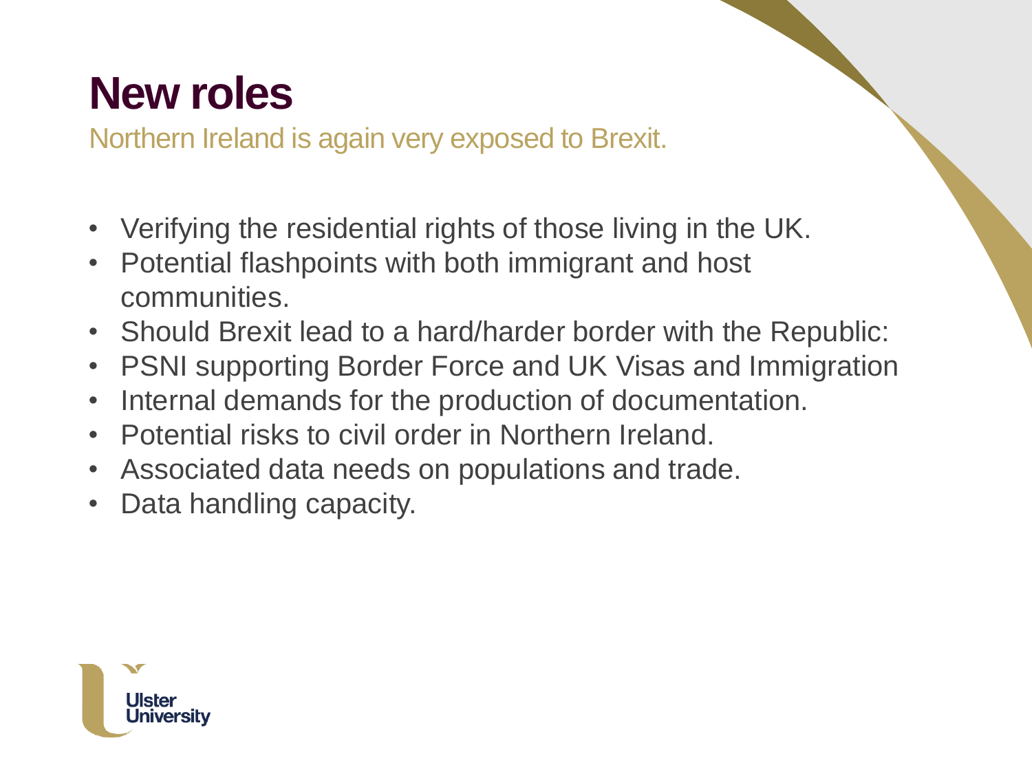# New roles

Northern Ireland is again very exposed to Brexit.

- Verifying the residential rights of those living in the UK.
- Potential flashpoints with both immigrant and host communities.
- Should Brexit lead to a hard/harder border with the Republic:
- PSNI supporting Border Force and UK Visas and Immigration
- Internal demands for the production of documentation.
- Potential risks to civil order in Northern Ireland.
- Associated data needs on populations and trade.
- Data handling capacity.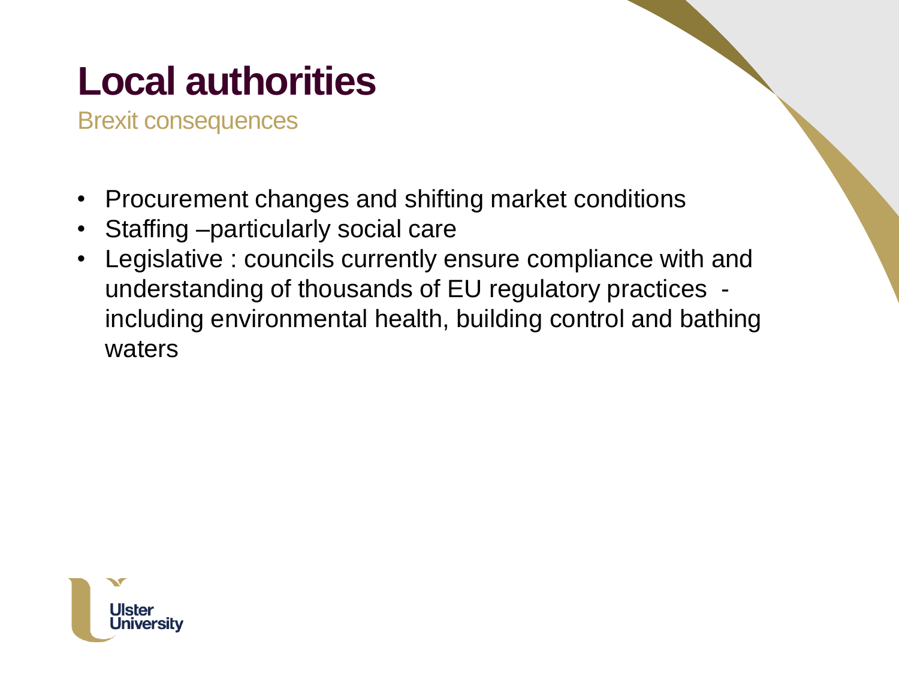# Local authorities

Brexit consequences

- Procurement changes and shifting market conditions
- Staffing –particularly social care
- Legislative : councils currently ensure compliance with and understanding of thousands of EU regulatory practices - including environmental health, building control and bathing waters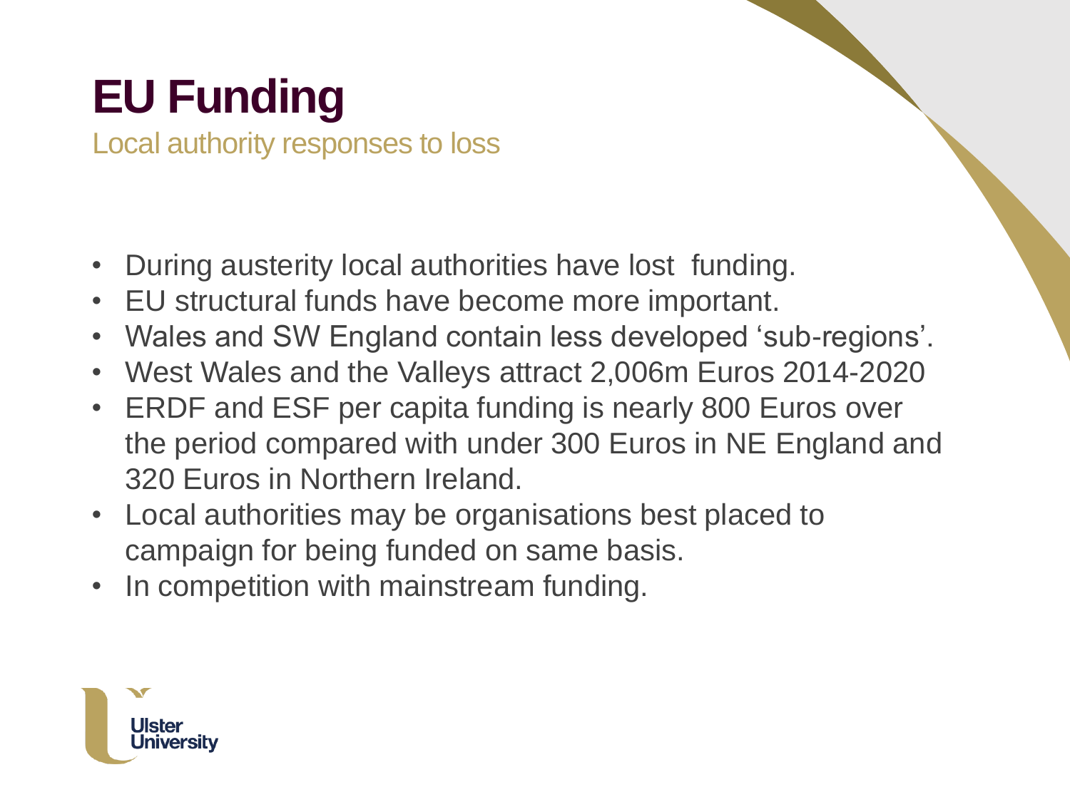# EU Funding

Local authority responses to loss

- During austerity local authorities have lost funding.
- EU structural funds have become more important.
- Wales and SW England contain less developed 'sub-regions'.
- West Wales and the Valleys attract 2,006m Euros 2014-2020
- ERDF and ESF per capita funding is nearly 800 Euros over the period compared with under 300 Euros in NE England and 320 Euros in Northern Ireland.
- Local authorities may be organisations best placed to campaign for being funded on same basis.
- In competition with mainstream funding.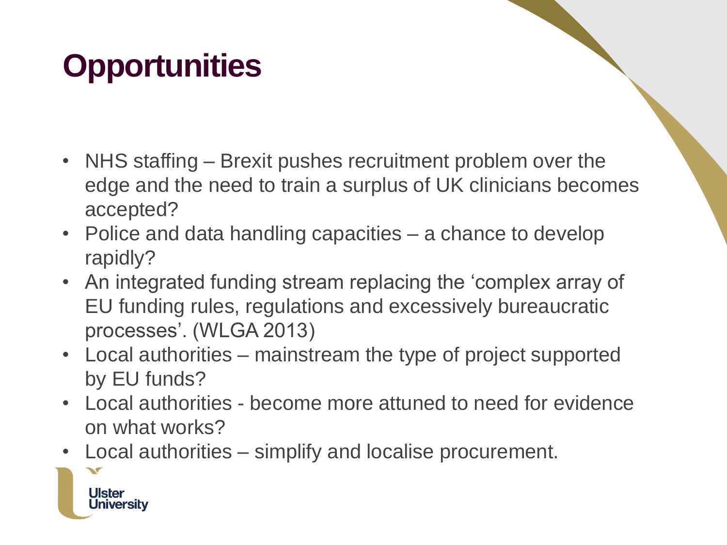# Opportunities

- NHS staffing – Brexit pushes recruitment problem over the edge and the need to train a surplus of UK clinicians becomes accepted?
- Police and data handling capacities – a chance to develop rapidly?
- An integrated funding stream replacing the 'complex array of EU funding rules, regulations and excessively bureaucratic processes'. (WLGA 2013)
- Local authorities – mainstream the type of project supported by EU funds?
- Local authorities - become more attuned to need for evidence on what works?
- Local authorities – simplify and localise procurement.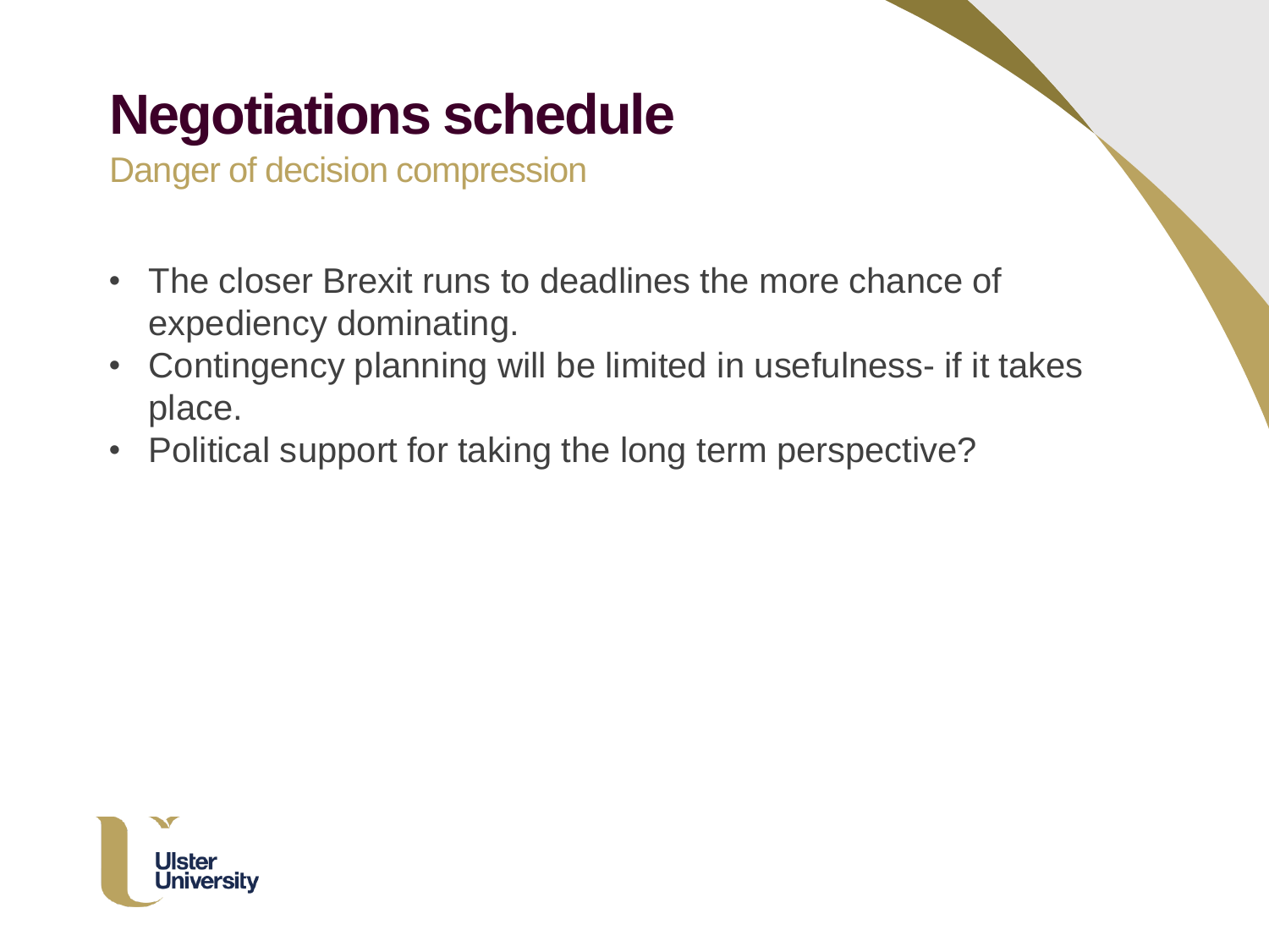# Negotiations schedule

Danger of decision compression

- The closer Brexit runs to deadlines the more chance of expediency dominating.
- Contingency planning will be limited in usefulness- if it takes place.
- Political support for taking the long term perspective?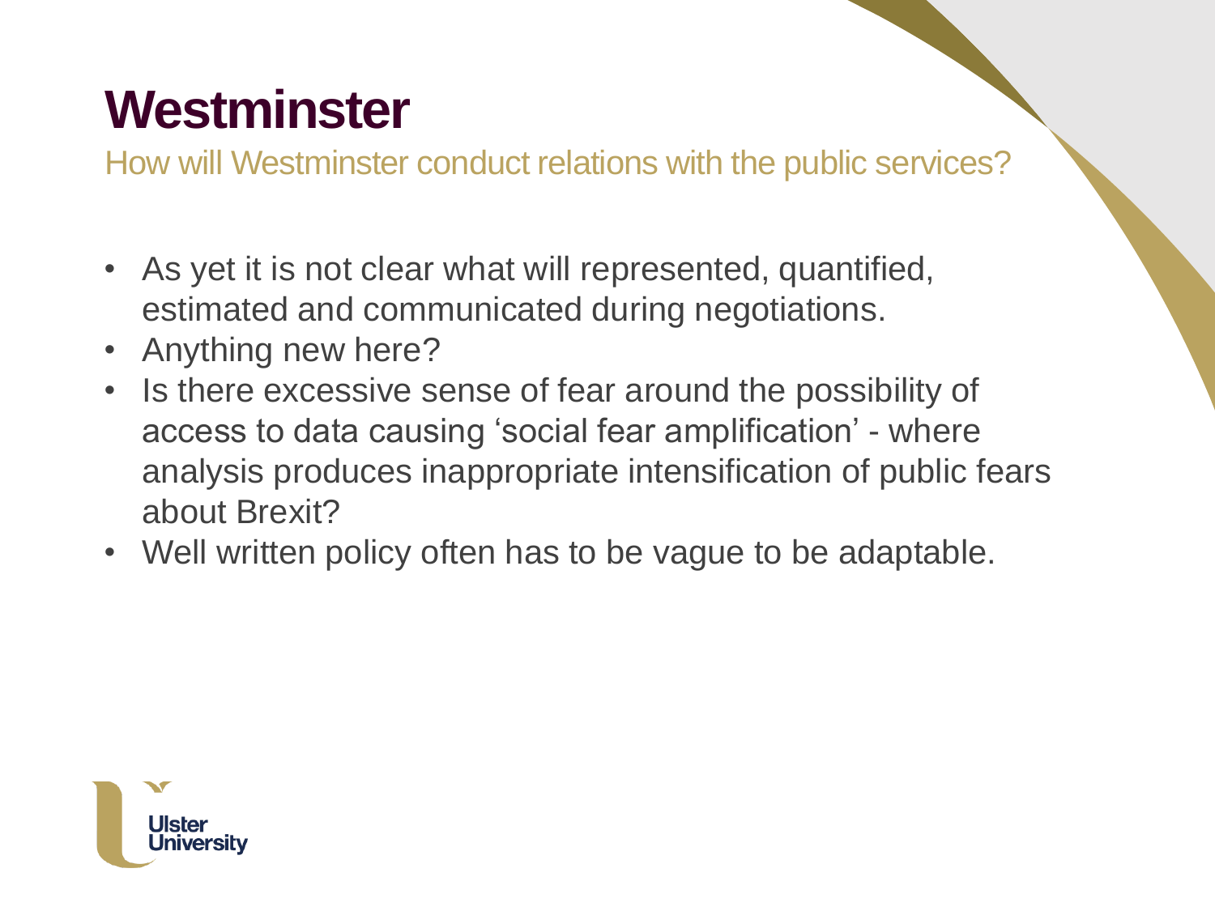# Westminster

How will Westminster conduct relations with the public services?

- As yet it is not clear what will represented, quantified, estimated and communicated during negotiations.
- Anything new here?
- Is there excessive sense of fear around the possibility of access to data causing 'social fear amplification' - where analysis produces inappropriate intensification of public fears about Brexit?
- Well written policy often has to be vague to be adaptable.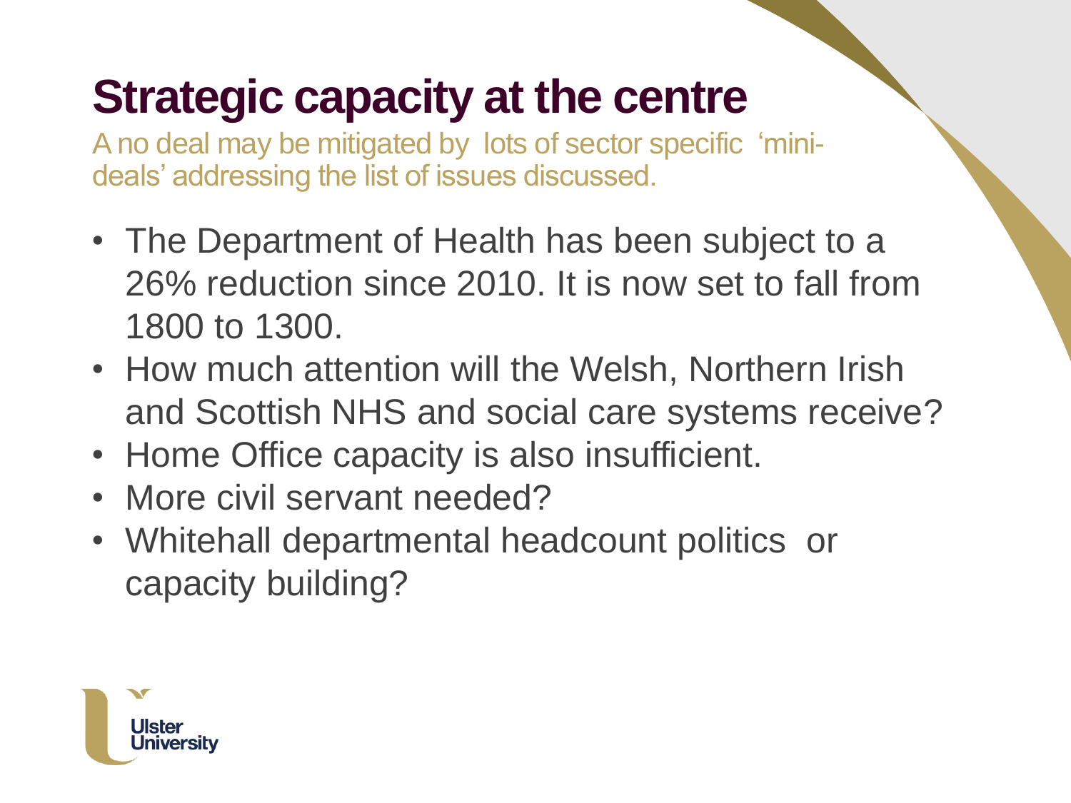# Strategic capacity at the centre

A no deal may be mitigated by lots of sector specific 'mini-deals' addressing the list of issues discussed.

- The Department of Health has been subject to a 26% reduction since 2010. It is now set to fall from 1800 to 1300.
- How much attention will the Welsh, Northern Irish and Scottish NHS and social care systems receive?
- Home Office capacity is also insufficient.
- More civil servant needed?
- Whitehall departmental headcount politics or capacity building?

Ulster University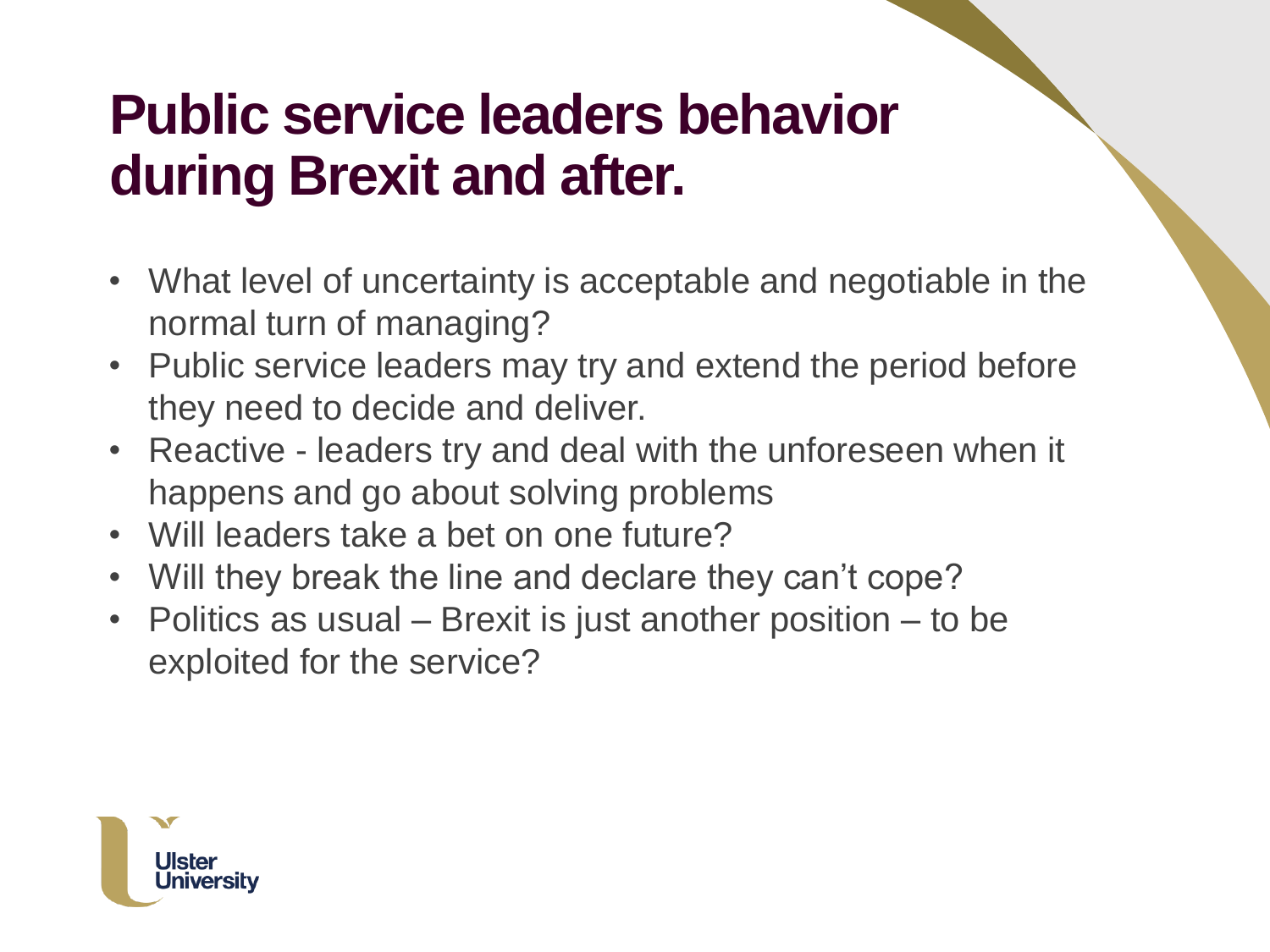# Public service leaders behavior during Brexit and after.

- What level of uncertainty is acceptable and negotiable in the normal turn of managing?
- Public service leaders may try and extend the period before they need to decide and deliver.
- Reactive - leaders try and deal with the unforeseen when it happens and go about solving problems
- Will leaders take a bet on one future?
- Will they break the line and declare they can't cope?
- Politics as usual – Brexit is just another position – to be exploited for the service?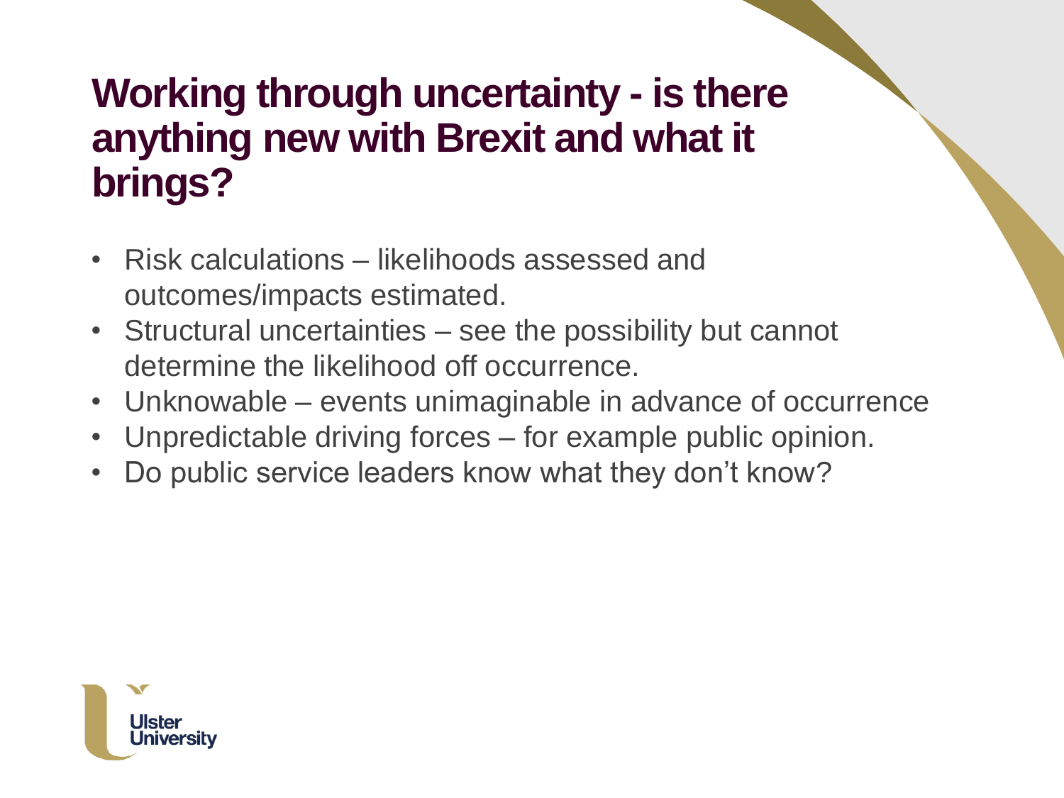# Working through uncertainty - is there anything new with Brexit and what it brings?

- Risk calculations – likelihoods assessed and outcomes/impacts estimated.
- Structural uncertainties – see the possibility but cannot determine the likelihood off occurrence.
- Unknowable – events unimaginable in advance of occurrence
- Unpredictable driving forces – for example public opinion.
- Do public service leaders know what they don't know?

Ulster University